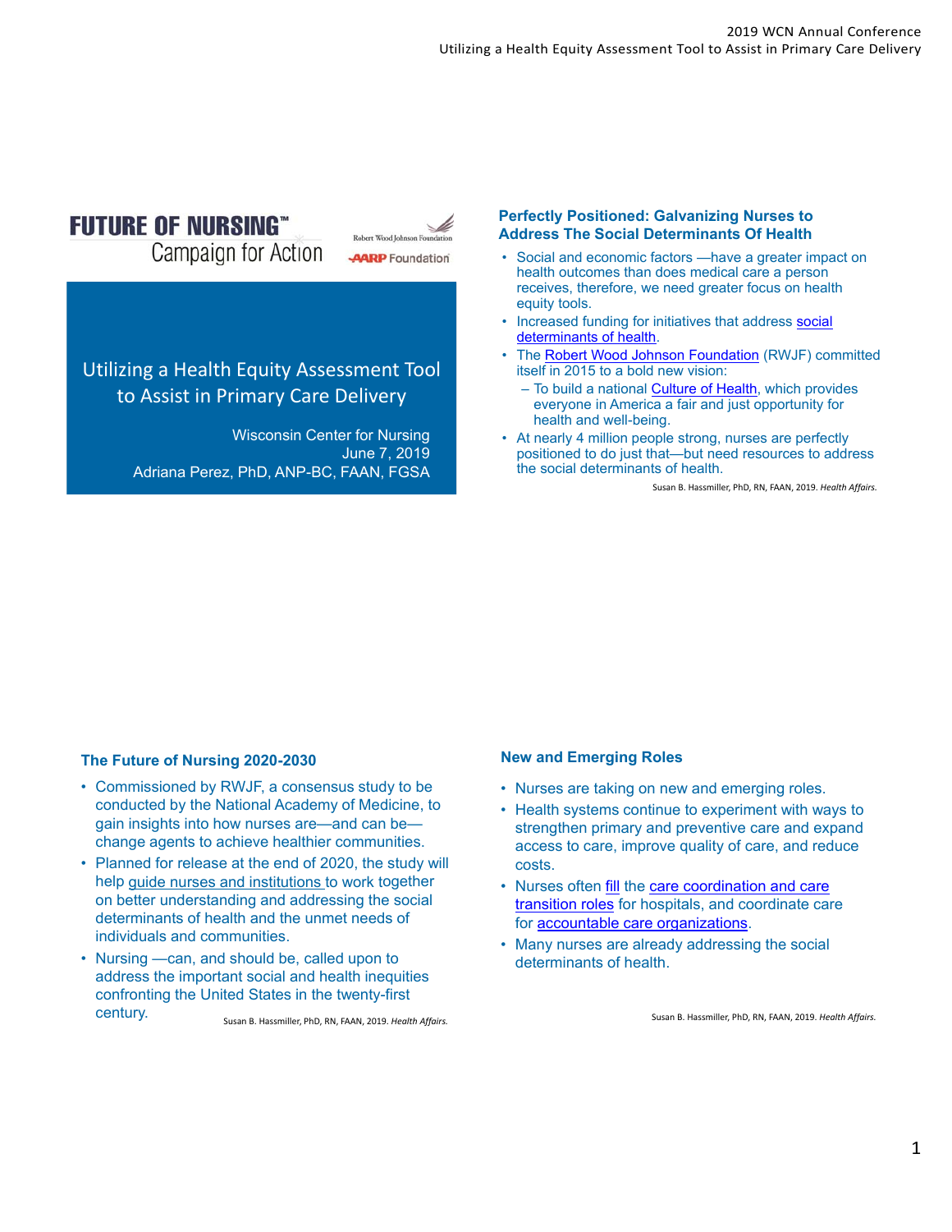FUTURE OF NURSING™ Campaign for Action

Robert Wood Johnson Foundation

AARP Foundation

# Utilizing a Health Equity Assessment Tool to Assist in Primary Care Delivery

Wisconsin Center for Nursing
June 7, 2019
Adriana Perez, PhD, ANP-BC, FAAN, FGSA

## Perfectly Positioned: Galvanizing Nurses to Address The Social Determinants Of Health

- Social and economic factors —have a greater impact on health outcomes than does medical care a person receives, therefore, we need greater focus on health equity tools.
- Increased funding for initiatives that address social determinants of health.
- The Robert Wood Johnson Foundation (RWJF) committed itself in 2015 to a bold new vision:
  - To build a national Culture of Health, which provides everyone in America a fair and just opportunity for health and well-being.
- At nearly 4 million people strong, nurses are perfectly positioned to do just that—but need resources to address the social determinants of health.

Susan B. Hassmiller, PhD, RN, FAAN, 2019. *Health Affairs.*

## The Future of Nursing 2020-2030

- Commissioned by RWJF, a consensus study to be conducted by the National Academy of Medicine, to gain insights into how nurses are—and can be—change agents to achieve healthier communities.
- Planned for release at the end of 2020, the study will help guide nurses and institutions to work together on better understanding and addressing the social determinants of health and the unmet needs of individuals and communities.
- Nursing —can, and should be, called upon to address the important social and health inequities confronting the United States in the twenty-first century.

Susan B. Hassmiller, PhD, RN, FAAN, 2019. *Health Affairs.*

## New and Emerging Roles

- Nurses are taking on new and emerging roles.
- Health systems continue to experiment with ways to strengthen primary and preventive care and expand access to care, improve quality of care, and reduce costs.
- Nurses often fill the care coordination and care transition roles for hospitals, and coordinate care for accountable care organizations.
- Many nurses are already addressing the social determinants of health.

Susan B. Hassmiller, PhD, RN, FAAN, 2019. *Health Affairs.*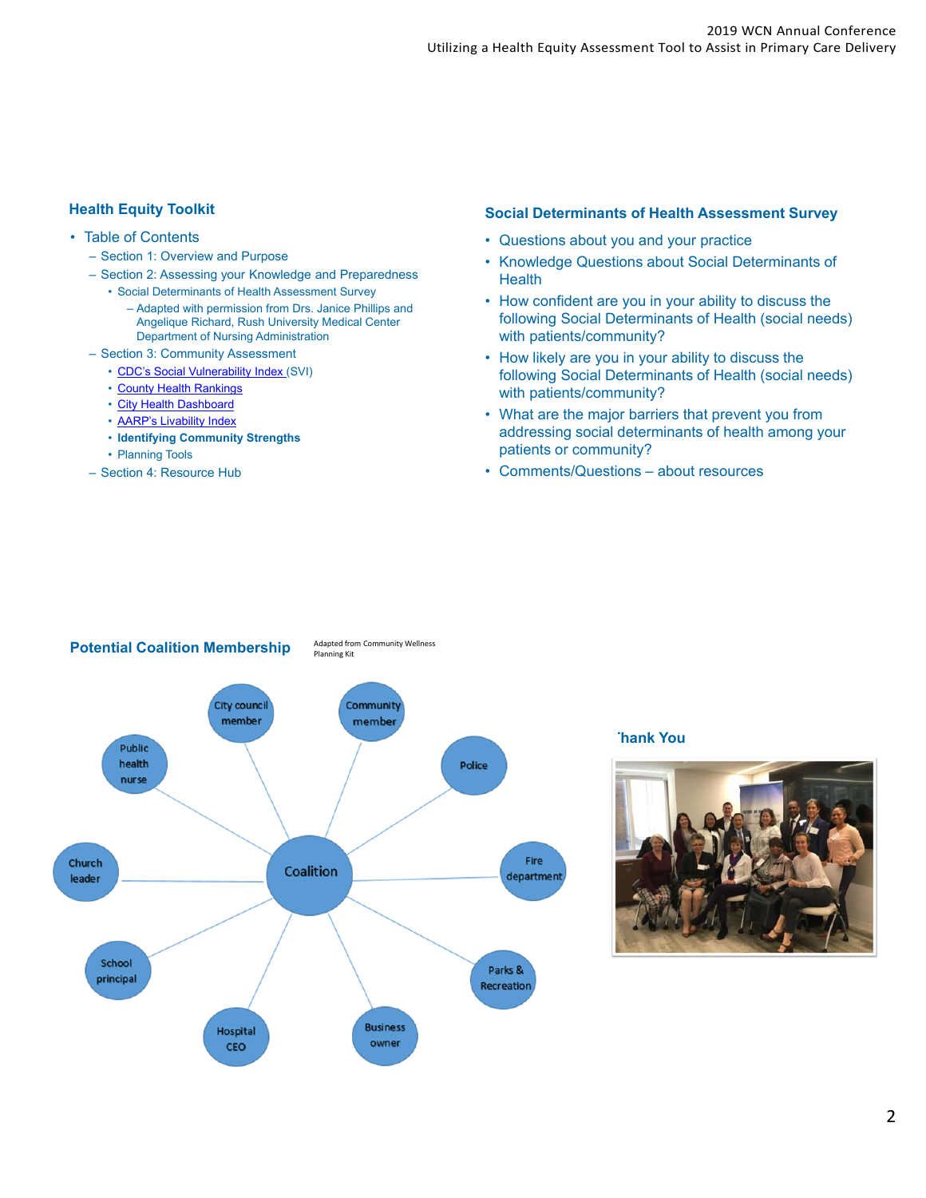## Health Equity Toolkit

- Table of Contents
  - Section 1: Overview and Purpose
  - Section 2: Assessing your Knowledge and Preparedness
    - Social Determinants of Health Assessment Survey
      - Adapted with permission from Drs. Janice Phillips and Angelique Richard, Rush University Medical Center Department of Nursing Administration
  - Section 3: Community Assessment
    - CDC's Social Vulnerability Index (SVI)
    - County Health Rankings
    - City Health Dashboard
    - AARP's Livability Index
    - **Identifying Community Strengths**
    - Planning Tools
  - Section 4: Resource Hub

## Social Determinants of Health Assessment Survey

- Questions about you and your practice
- Knowledge Questions about Social Determinants of Health
- How confident are you in your ability to discuss the following Social Determinants of Health (social needs) with patients/community?
- How likely are you in your ability to discuss the following Social Determinants of Health (social needs) with patients/community?
- What are the major barriers that prevent you from addressing social determinants of health among your patients or community?
- Comments/Questions – about resources

## Potential Coalition Membership

Adapted from Community Wellness Planning Kit

Coalition

City council member

Community member

Police

Fire department

Parks & Recreation

Business owner

Hospital CEO

School principal

Church leader

Public health nurse

## Thank You